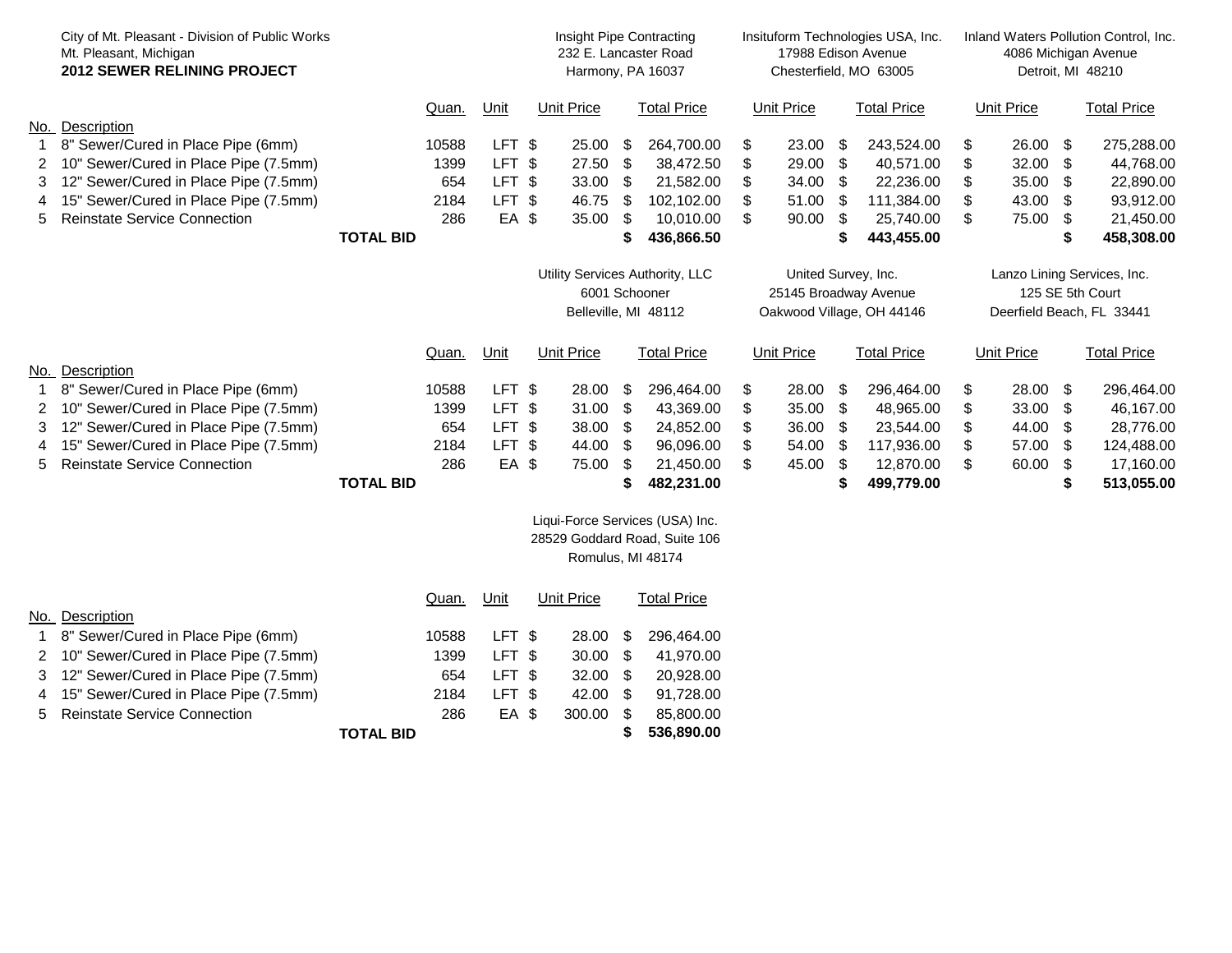City of Mt. Pleasant - Division of Public Works
Mt. Pleasant, Michigan
**2012 SEWER RELINING PROJECT**

| No. | Description | Quan. | Unit | Insight Pipe Contracting, 232 E. Lancaster Road, Harmony, PA 16037 Unit Price | Total Price | Insituform Technologies USA, Inc., 17988 Edison Avenue, Chesterfield, MO 63005 Unit Price | Total Price | Inland Waters Pollution Control, Inc., 4086 Michigan Avenue, Detroit, MI 48210 Unit Price | Total Price |
|---|---|---|---|---|---|---|---|---|---|
| 1 | 8" Sewer/Cured in Place Pipe (6mm) | 10588 | LFT | $ 25.00 | $ 264,700.00 | $ 23.00 | $ 243,524.00 | $ 26.00 | $ 275,288.00 |
| 2 | 10" Sewer/Cured in Place Pipe (7.5mm) | 1399 | LFT | $ 27.50 | $ 38,472.50 | $ 29.00 | $ 40,571.00 | $ 32.00 | $ 44,768.00 |
| 3 | 12" Sewer/Cured in Place Pipe (7.5mm) | 654 | LFT | $ 33.00 | $ 21,582.00 | $ 34.00 | $ 22,236.00 | $ 35.00 | $ 22,890.00 |
| 4 | 15" Sewer/Cured in Place Pipe (7.5mm) | 2184 | LFT | $ 46.75 | $ 102,102.00 | $ 51.00 | $ 111,384.00 | $ 43.00 | $ 93,912.00 |
| 5 | Reinstate Service Connection | 286 | EA | $ 35.00 | $ 10,010.00 | $ 90.00 | $ 25,740.00 | $ 75.00 | $ 21,450.00 |
| | **TOTAL BID** | | | | **$ 436,866.50** | | **$ 443,455.00** | | **$ 458,308.00** |

| No. | Description | Quan. | Unit | Utility Services Authority, LLC, 6001 Schooner, Belleville, MI 48112 Unit Price | Total Price | United Survey, Inc., 25145 Broadway Avenue, Oakwood Village, OH 44146 Unit Price | Total Price | Lanzo Lining Services, Inc., 125 SE 5th Court, Deerfield Beach, FL 33441 Unit Price | Total Price |
|---|---|---|---|---|---|---|---|---|---|
| 1 | 8" Sewer/Cured in Place Pipe (6mm) | 10588 | LFT | $ 28.00 | $ 296,464.00 | $ 28.00 | $ 296,464.00 | $ 28.00 | $ 296,464.00 |
| 2 | 10" Sewer/Cured in Place Pipe (7.5mm) | 1399 | LFT | $ 31.00 | $ 43,369.00 | $ 35.00 | $ 48,965.00 | $ 33.00 | $ 46,167.00 |
| 3 | 12" Sewer/Cured in Place Pipe (7.5mm) | 654 | LFT | $ 38.00 | $ 24,852.00 | $ 36.00 | $ 23,544.00 | $ 44.00 | $ 28,776.00 |
| 4 | 15" Sewer/Cured in Place Pipe (7.5mm) | 2184 | LFT | $ 44.00 | $ 96,096.00 | $ 54.00 | $ 117,936.00 | $ 57.00 | $ 124,488.00 |
| 5 | Reinstate Service Connection | 286 | EA | $ 75.00 | $ 21,450.00 | $ 45.00 | $ 12,870.00 | $ 60.00 | $ 17,160.00 |
| | **TOTAL BID** | | | | **$ 482,231.00** | | **$ 499,779.00** | | **$ 513,055.00** |

| No. | Description | Quan. | Unit | Liqui-Force Services (USA) Inc., 28529 Goddard Road, Suite 106, Romulus, MI 48174 Unit Price | Total Price |
|---|---|---|---|---|---|
| 1 | 8" Sewer/Cured in Place Pipe (6mm) | 10588 | LFT | $ 28.00 | $ 296,464.00 |
| 2 | 10" Sewer/Cured in Place Pipe (7.5mm) | 1399 | LFT | $ 30.00 | $ 41,970.00 |
| 3 | 12" Sewer/Cured in Place Pipe (7.5mm) | 654 | LFT | $ 32.00 | $ 20,928.00 |
| 4 | 15" Sewer/Cured in Place Pipe (7.5mm) | 2184 | LFT | $ 42.00 | $ 91,728.00 |
| 5 | Reinstate Service Connection | 286 | EA | $ 300.00 | $ 85,800.00 |
| | **TOTAL BID** | | | | **$ 536,890.00** |